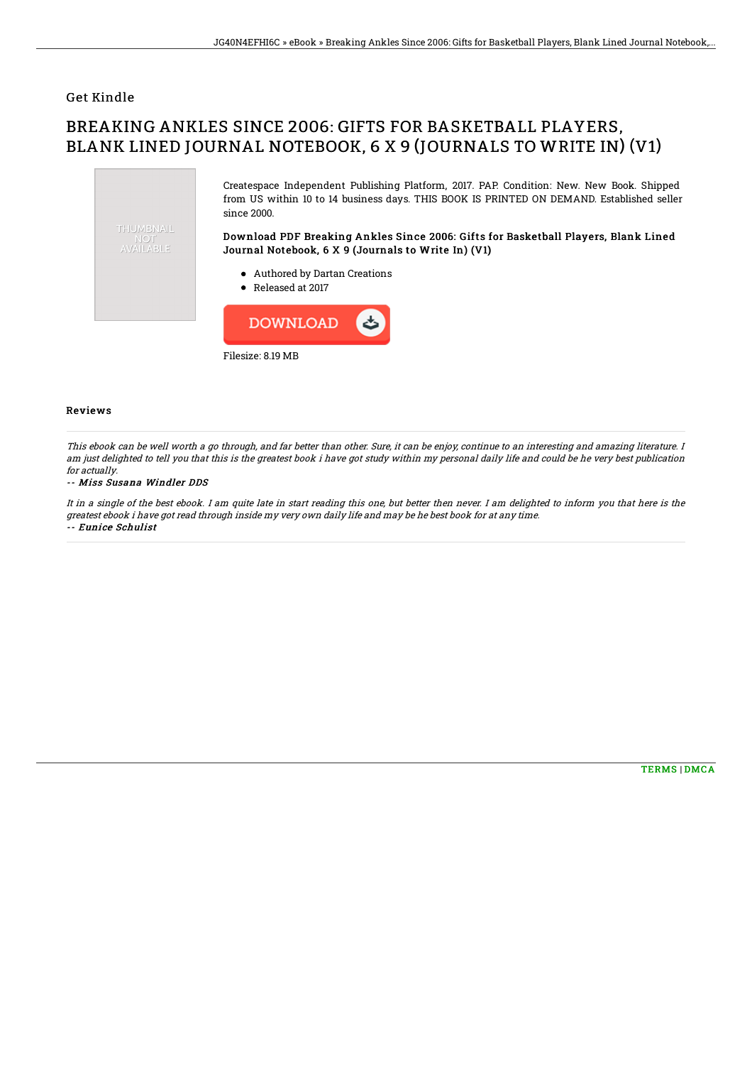## Get Kindle

# BREAKING ANKLES SINCE 2006: GIFTS FOR BASKETBALL PLAYERS, BLANK LINED JOURNAL NOTEBOOK, 6 X 9 (JOURNALS TO WRITE IN) (V1)

Createspace Independent Publishing Platform, 2017. PAP. Condition: New. New Book. Shipped from US within 10 to 14 business days. THIS BOOK IS PRINTED ON DEMAND. Established seller since 2000.

### Download PDF Breaking Ankles Since 2006: Gifts for Basketball Players, Blank Lined Journal Notebook, 6 X 9 (Journals to Write In) (V1)

- Authored by Dartan Creations
- Released at 2017

Filesize: 8.19 MB

### Reviews

*This ebook can be well worth a go through, and far better than other. Sure, it can be enjoy, continue to an interesting and amazing literature. I am just delighted to tell you that this is the greatest book i have got study within my personal daily life and could be he very best publication for actually.*

*-- Miss Susana Windler DDS*

*It in a single of the best ebook. I am quite late in start reading this one, but better then never. I am delighted to inform you that here is the greatest ebook i have got read through inside my very own daily life and may be he best book for at any time.*

*-- Eunice Schulist*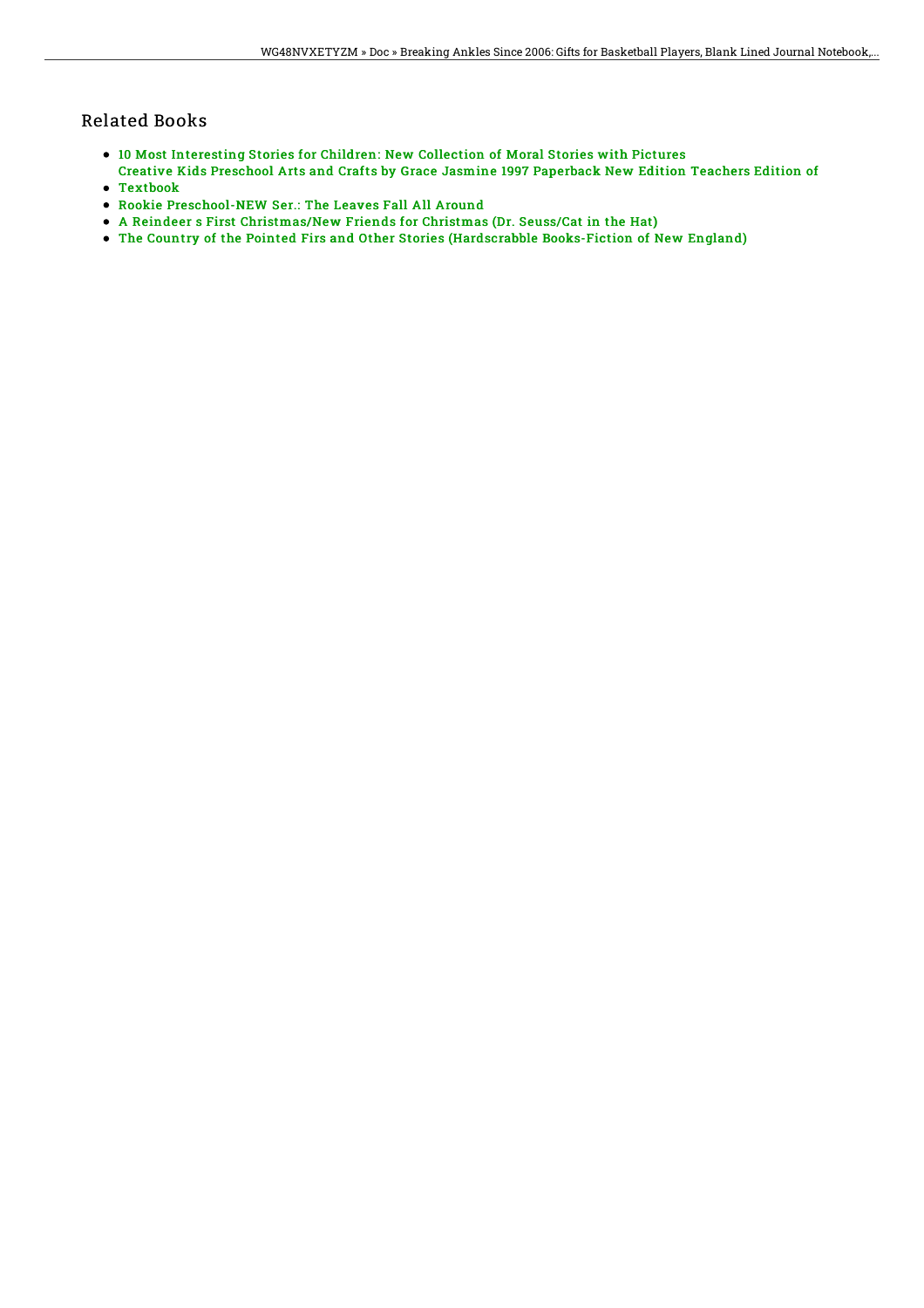## Related Books

- 10 Most Interesting Stories for Children: New Collection of Moral Stories with Pictures
- Creative Kids Preschool Arts and Crafts by Grace Jasmine 1997 Paperback New Edition Teachers Edition of Textbook
- Rookie Preschool-NEW Ser.: The Leaves Fall All Around
- A Reindeer s First Christmas/New Friends for Christmas (Dr. Seuss/Cat in the Hat)
- The Country of the Pointed Firs and Other Stories (Hardscrabble Books-Fiction of New England)